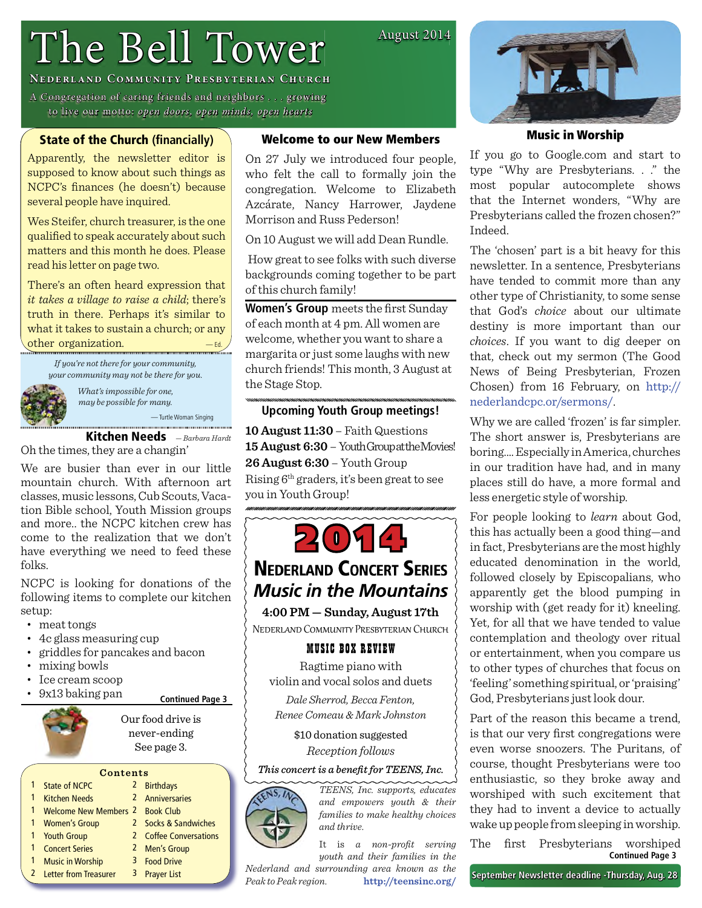# The Bell Tower

August 2014

**Nederland Community Presbyterian Church**

A Congregation of caring friends and neighbors . . . growing to live our motto: *open doors, open minds, open hearts*

## State of the Church (financially)

Apparently, the newsletter editor is supposed to know about such things as NCPC's finances (he doesn't) because several people have inquired.

Wes Steifer, church treasurer, is the one qualified to speak accurately about such matters and this month he does. Please read his letter on page two.

There's an often heard expression that *it takes a village to raise a child*; there's truth in there. Perhaps it's similar to what it takes to sustain a church; or any other organization. — Ed.

*If you're not there for your community, your community may not be there for you.*

*What's impossible for one, may be possible for many.*

— Turtle Woman Singing

## Kitchen Needs

*— Barbara Hardt*

Oh the times, they are a changin'

We are busier than ever in our little mountain church. With afternoon art classes, music lessons, Cub Scouts, Vacation Bible school, Youth Mission groups and more.. the NCPC kitchen crew has come to the realization that we don't have everything we need to feed these folks.

NCPC is looking for donations of the following items to complete our kitchen setup:

- meat tongs
- 4c glass measuring cup
- griddles for pancakes and bacon
- mixing bowls
- Ice cream scoop
- 9x13 baking pan

**Continued Page 3**

Our food drive is never-ending
See page 3.

### Contents

| | | | |
|---|---|---|---|
| 1 | State of NCPC | 2 | Birthdays |
| 1 | Kitchen Needs | 2 | Anniversaries |
| 1 | Welcome New Members | 2 | Book Club |
| 1 | Women's Group | 2 | Socks & Sandwiches |
| 1 | Youth Group | 2 | Coffee Conversations |
| 1 | Concert Series | 2 | Men's Group |
| 1 | Music in Worship | 3 | Food Drive |
| 2 | Letter from Treasurer | 3 | Prayer List |

## Welcome to our New Members

On 27 July we introduced four people, who felt the call to formally join the congregation. Welcome to Elizabeth Azcárate, Nancy Harrower, Jaydene Morrison and Russ Pederson!

On 10 August we will add Dean Rundle.

How great to see folks with such diverse backgrounds coming together to be part of this church family!

**Women's Group** meets the first Sunday of each month at 4 pm. All women are welcome, whether you want to share a margarita or just some laughs with new church friends! This month, 3 August at the Stage Stop.

## Upcoming Youth Group meetings!

**10 August 11:30** – Faith Questions
**15 August 6:30** – Youth Group at the Movies!
**26 August 6:30** – Youth Group

Rising 6th graders, it's been great to see you in Youth Group!

## 2014 Nederland Concert Series
## *Music in the Mountains*

**4:00 PM — Sunday, August 17th**

Nederland Community Presbyterian Church

**MUSIC BOX REVIEW**

Ragtime piano with violin and vocal solos and duets

*Dale Sherrod, Becca Fenton, Renee Comeau & Mark Johnston*

$10 donation suggested

*Reception follows*

***This concert is a benefit for TEENS, Inc.***

*TEENS, Inc. supports, educates and empowers youth & their families to make healthy choices and thrive.*

*It is a non-profit serving youth and their families in the Nederland and surrounding area known as the Peak to Peak region.* http://teensinc.org/

## Music in Worship

If you go to Google.com and start to type "Why are Presbyterians. . ." the most popular autocomplete shows that the Internet wonders, "Why are Presbyterians called the frozen chosen?" Indeed.

The 'chosen' part is a bit heavy for this newsletter. In a sentence, Presbyterians have tended to commit more than any other type of Christianity, to some sense that God's *choice* about our ultimate destiny is more important than our *choices*. If you want to dig deeper on that, check out my sermon (The Good News of Being Presbyterian, Frozen Chosen) from 16 February, on http://nederlandcpc.or/sermons/.

Why we are called 'frozen' is far simpler. The short answer is, Presbyterians are boring.... Especially in America, churches in our tradition have had, and in many places still do have, a more formal and less energetic style of worship.

For people looking to *learn* about God, this has actually been a good thing—and in fact, Presbyterians are the most highly educated denomination in the world, followed closely by Episcopalians, who apparently get the blood pumping in worship with (get ready for it) kneeling. Yet, for all that we have tended to value contemplation and theology over ritual or entertainment, when you compare us to other types of churches that focus on 'feeling' something spiritual, or 'praising' God, Presbyterians just look dour.

Part of the reason this became a trend, is that our very first congregations were even worse snoozers. The Puritans, of course, thought Presbyterians were too enthusiastic, so they broke away and worshiped with such excitement that they had to invent a device to actually wake up people from sleeping in worship.

The first Presbyterians worshiped

**Continued Page 3**

**September Newsletter deadline -Thursday, Aug. 28**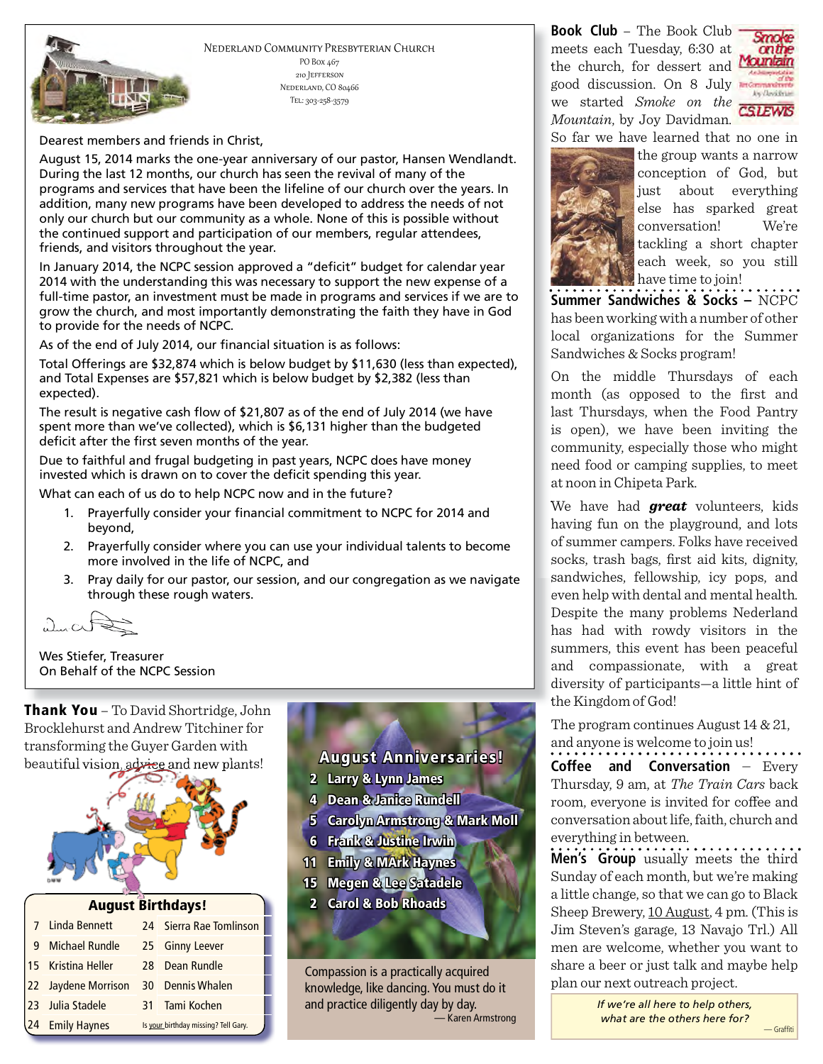NEDERLAND COMMUNITY PRESBYTERIAN CHURCH
PO Box 467
210 Jefferson
Nederland, CO 80466
Tel: 303-258-3579

Dearest members and friends in Christ,

August 15, 2014 marks the one-year anniversary of our pastor, Hansen Wendlandt. During the last 12 months, our church has seen the revival of many of the programs and services that have been the lifeline of our church over the years. In addition, many new programs have been developed to address the needs of not only our church but our community as a whole. None of this is possible without the continued support and participation of our members, regular attendees, friends, and visitors throughout the year.

In January 2014, the NCPC session approved a "deficit" budget for calendar year 2014 with the understanding this was necessary to support the new expense of a full-time pastor, an investment must be made in programs and services if we are to grow the church, and most importantly demonstrating the faith they have in God to provide for the needs of NCPC.

As of the end of July 2014, our financial situation is as follows:

Total Offerings are $32,874 which is below budget by $11,630 (less than expected), and Total Expenses are $57,821 which is below budget by $2,382 (less than expected).

The result is negative cash flow of $21,807 as of the end of July 2014 (we have spent more than we've collected), which is $6,131 higher than the budgeted deficit after the first seven months of the year.

Due to faithful and frugal budgeting in past years, NCPC does have money invested which is drawn on to cover the deficit spending this year.

What can each of us do to help NCPC now and in the future?

1. Prayerfully consider your financial commitment to NCPC for 2014 and beyond,
2. Prayerfully consider where you can use your individual talents to become more involved in the life of NCPC, and
3. Pray daily for our pastor, our session, and our congregation as we navigate through these rough waters.

Wes Stiefer, Treasurer
On Behalf of the NCPC Session

**Thank You** – To David Shortridge, John Brocklehurst and Andrew Titchiner for transforming the Guyer Garden with beautiful vision, advice and new plants!

## August Birthdays!

| | | | |
|---|---|---|---|
| 7 | Linda Bennett | 24 | Sierra Rae Tomlinson |
| 9 | Michael Rundle | 25 | Ginny Leever |
| 15 | Kristina Heller | 28 | Dean Rundle |
| 22 | Jaydene Morrison | 30 | Dennis Whalen |
| 23 | Julia Stadele | 31 | Tami Kochen |
| 24 | Emily Haynes | | Is your birthday missing? Tell Gary. |

## August Anniversaries!

- 2 Larry & Lynn James
- 4 Dean & Janice Rundell
- 5 Carolyn Armstrong & Mark Moll
- 6 Frank & Justine Irwin
- 11 Emily & MArk Haynes
- 15 Megen & Lee Satadele
- 2 Carol & Bob Rhoads

Compassion is a practically acquired knowledge, like dancing. You must do it and practice diligently day by day.
— Karen Armstrong

**Book Club** – The Book Club meets each Tuesday, 6:30 at the church, for dessert and good discussion. On 8 July we started *Smoke on the Mountain*, by Joy Davidman. So far we have learned that no one in the group wants a narrow conception of God, but just about everything else has sparked great conversation! We're tackling a short chapter each week, so you still have time to join!

**Summer Sandwiches & Socks** – NCPC has been working with a number of other local organizations for the Summer Sandwiches & Socks program!

On the middle Thursdays of each month (as opposed to the first and last Thursdays, when the Food Pantry is open), we have been inviting the community, especially those who might need food or camping supplies, to meet at noon in Chipeta Park.

We have had ***great*** volunteers, kids having fun on the playground, and lots of summer campers. Folks have received socks, trash bags, first aid kits, dignity, sandwiches, fellowship, icy pops, and even help with dental and mental health. Despite the many problems Nederland has had with rowdy visitors in the summers, this event has been peaceful and compassionate, with a great diversity of participants—a little hint of the Kingdom of God!

The program continues August 14 & 21, and anyone is welcome to join us!

**Coffee and Conversation** – Every Thursday, 9 am, at *The Train Cars* back room, everyone is invited for coffee and conversation about life, faith, church and everything in between.

**Men's Group** usually meets the third Sunday of each month, but we're making a little change, so that we can go to Black Sheep Brewery, 10 August, 4 pm. (This is Jim Steven's garage, 13 Navajo Trl.) All men are welcome, whether you want to share a beer or just talk and maybe help plan our next outreach project.

*If we're all here to help others, what are the others here for?*
— Graffiti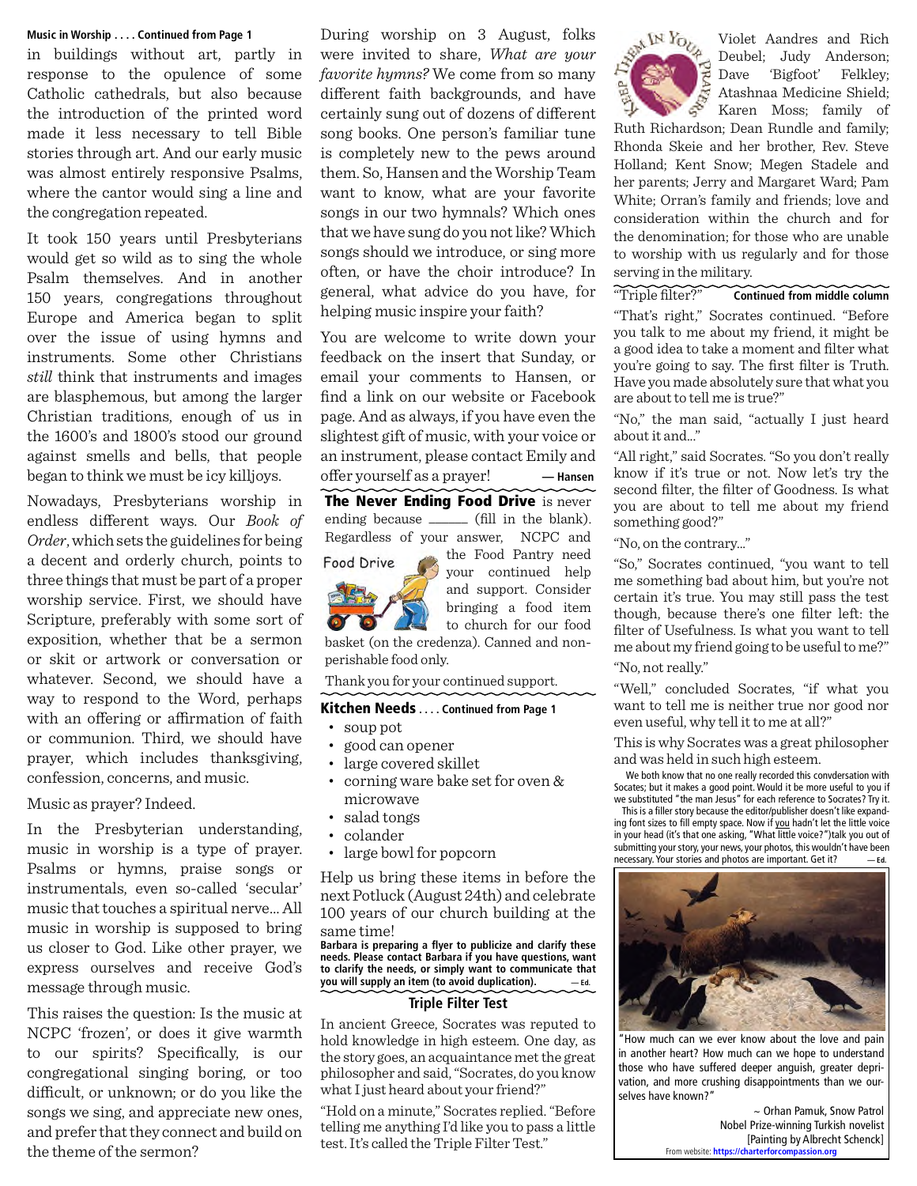**Music in Worship . . . . Continued from Page 1**

in buildings without art, partly in response to the opulence of some Catholic cathedrals, but also because the introduction of the printed word made it less necessary to tell Bible stories through art. And our early music was almost entirely responsive Psalms, where the cantor would sing a line and the congregation repeated.

It took 150 years until Presbyterians would get so wild as to sing the whole Psalm themselves. And in another 150 years, congregations throughout Europe and America began to split over the issue of using hymns and instruments. Some other Christians *still* think that instruments and images are blasphemous, but among the larger Christian traditions, enough of us in the 1600's and 1800's stood our ground against smells and bells, that people began to think we must be icy killjoys.

Nowadays, Presbyterians worship in endless different ways. Our *Book of Order*, which sets the guidelines for being a decent and orderly church, points to three things that must be part of a proper worship service. First, we should have Scripture, preferably with some sort of exposition, whether that be a sermon or skit or artwork or conversation or whatever. Second, we should have a way to respond to the Word, perhaps with an offering or affirmation of faith or communion. Third, we should have prayer, which includes thanksgiving, confession, concerns, and music.

Music as prayer? Indeed.

In the Presbyterian understanding, music in worship is a type of prayer. Psalms or hymns, praise songs or instrumentals, even so-called 'secular' music that touches a spiritual nerve... All music in worship is supposed to bring us closer to God. Like other prayer, we express ourselves and receive God's message through music.

This raises the question: Is the music at NCPC 'frozen', or does it give warmth to our spirits? Specifically, is our congregational singing boring, or too difficult, or unknown; or do you like the songs we sing, and appreciate new ones, and prefer that they connect and build on the theme of the sermon?

During worship on 3 August, folks were invited to share, *What are your favorite hymns?* We come from so many different faith backgrounds, and have certainly sung out of dozens of different song books. One person's familiar tune is completely new to the pews around them. So, Hansen and the Worship Team want to know, what are your favorite songs in our two hymnals? Which ones that we have sung do you not like? Which songs should we introduce, or sing more often, or have the choir introduce? In general, what advice do you have, for helping music inspire your faith?

You are welcome to write down your feedback on the insert that Sunday, or email your comments to Hansen, or find a link on our website or Facebook page. And as always, if you have even the slightest gift of music, with your voice or an instrument, please contact Emily and offer yourself as a prayer! — **Hansen**

**The Never Ending Food Drive** is never ending because ______ (fill in the blank). Regardless of your answer, NCPC and the Food Pantry need your continued help and support. Consider bringing a food item to church for our food basket (on the credenza). Canned and non-perishable food only.

Food Drive

Thank you for your continued support.

**Kitchen Needs . . . . Continued from Page 1**

- soup pot
- good can opener
- large covered skillet
- corning ware bake set for oven & microwave
- salad tongs
- colander
- large bowl for popcorn

Help us bring these items in before the next Potluck (August 24th) and celebrate 100 years of our church building at the same time!

**Barbara is preparing a flyer to publicize and clarify these needs. Please contact Barbara if you have questions, want to clarify the needs, or simply want to communicate that you will supply an item (to avoid duplication).** — **Ed.**

## Triple Filter Test

In ancient Greece, Socrates was reputed to hold knowledge in high esteem. One day, as the story goes, an acquaintance met the great philosopher and said, "Socrates, do you know what I just heard about your friend?"

"Hold on a minute," Socrates replied. "Before telling me anything I'd like you to pass a little test. It's called the Triple Filter Test."

KEEP THEM IN YOUR PRAYERS

Violet Aandres and Rich Deubel; Judy Anderson; Dave 'Bigfoot' Felkley; Atashnaa Medicine Shield; Karen Moss; family of Ruth Richardson; Dean Rundle and family; Rhonda Skeie and her brother, Rev. Steve Holland; Kent Snow; Megen Stadele and her parents; Jerry and Margaret Ward; Pam White; Orran's family and friends; love and consideration within the church and for the denomination; for those who are unable to worship with us regularly and for those serving in the military.

"Triple filter?" **Continued from middle column**

"That's right," Socrates continued. "Before you talk to me about my friend, it might be a good idea to take a moment and filter what you're going to say. The first filter is Truth. Have you made absolutely sure that what you are about to tell me is true?"

"No," the man said, "actually I just heard about it and..."

"All right," said Socrates. "So you don't really know if it's true or not. Now let's try the second filter, the filter of Goodness. Is what you are about to tell me about my friend something good?"

"No, on the contrary..."

"So," Socrates continued, "you want to tell me something bad about him, but you're not certain it's true. You may still pass the test though, because there's one filter left: the filter of Usefulness. Is what you want to tell me about my friend going to be useful to me?"

"No, not really."

"Well," concluded Socrates, "if what you want to tell me is neither true nor good nor even useful, why tell it to me at all?"

This is why Socrates was a great philosopher and was held in such high esteem.

We both know that no one really recorded this convdersation with Socrates; but it makes a good point. Would it be more useful to you if we substituted "the man Jesus" for each reference to Socrates? Try it. This is a filler story because the editor/publisher doesn't like expanding font sizes to fill empty space. Now if you hadn't let the little voice in your head (it's that one asking, "What little voice?")talk you out of submitting your story, your news, your photos, this wouldn't have been necessary. Your stories and photos are important. Get it? — **Ed.**

"How much can we ever know about the love and pain in another heart? How much can we hope to understand those who have suffered deeper anguish, greater deprivation, and more crushing disappointments than we ourselves have known?"

~ Orhan Pamuk, Snow Patrol
Nobel Prize-winning Turkish novelist
[Painting by Albrecht Schenck]
From website: **https://charterforcompassion.org**